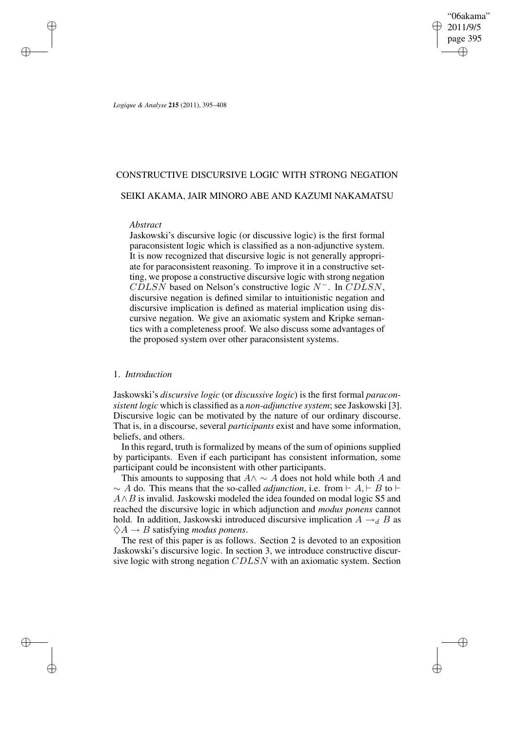# CONSTRUCTIVE DISCURSIVE LOGIC WITH STRONG NEGATION

## SEIKI AKAMA, JAIR MINORO ABE AND KAZUMI NAKAMATSU

*Abstract*

Jaskowski's discursive logic (or discussive logic) is the first formal paraconsistent logic which is classified as a non-adjunctive system. It is now recognized that discursive logic is not generally appropriate for paraconsistent reasoning. To improve it in a constructive setting, we propose a constructive discursive logic with strong negation $CDLSN$ based on Nelson's constructive logic $N^-$. In $CDLSN$, discursive negation is defined similar to intuitionistic negation and discursive implication is defined as material implication using discursive negation. We give an axiomatic system and Kripke semantics with a completeness proof. We also discuss some advantages of the proposed system over other paraconsistent systems.

## 1. *Introduction*

Jaskowski's *discursive logic* (or *discussive logic*) is the first formal *paraconsistent logic* which is classified as a *non-adjunctive system*; see Jaskowski [3]. Discursive logic can be motivated by the nature of our ordinary discourse. That is, in a discourse, several *participants* exist and have some information, beliefs, and others.

In this regard, truth is formalized by means of the sum of opinions supplied by participants. Even if each participant has consistent information, some participant could be inconsistent with other participants.

This amounts to supposing that $A \wedge \sim A$ does not hold while both $A$ and $\sim A$ do. This means that the so-called *adjunction*, i.e. from $\vdash A, \vdash B$ to $\vdash A \wedge B$ is invalid. Jaskowski modeled the idea founded on modal logic S5 and reached the discursive logic in which adjunction and *modus ponens* cannot hold. In addition, Jaskowski introduced discursive implication $A \rightarrow_d B$ as $\Diamond A \rightarrow B$ satisfying *modus ponens*.

The rest of this paper is as follows. Section 2 is devoted to an exposition Jaskowski's discursive logic. In section 3, we introduce constructive discursive logic with strong negation $CDLSN$ with an axiomatic system. Section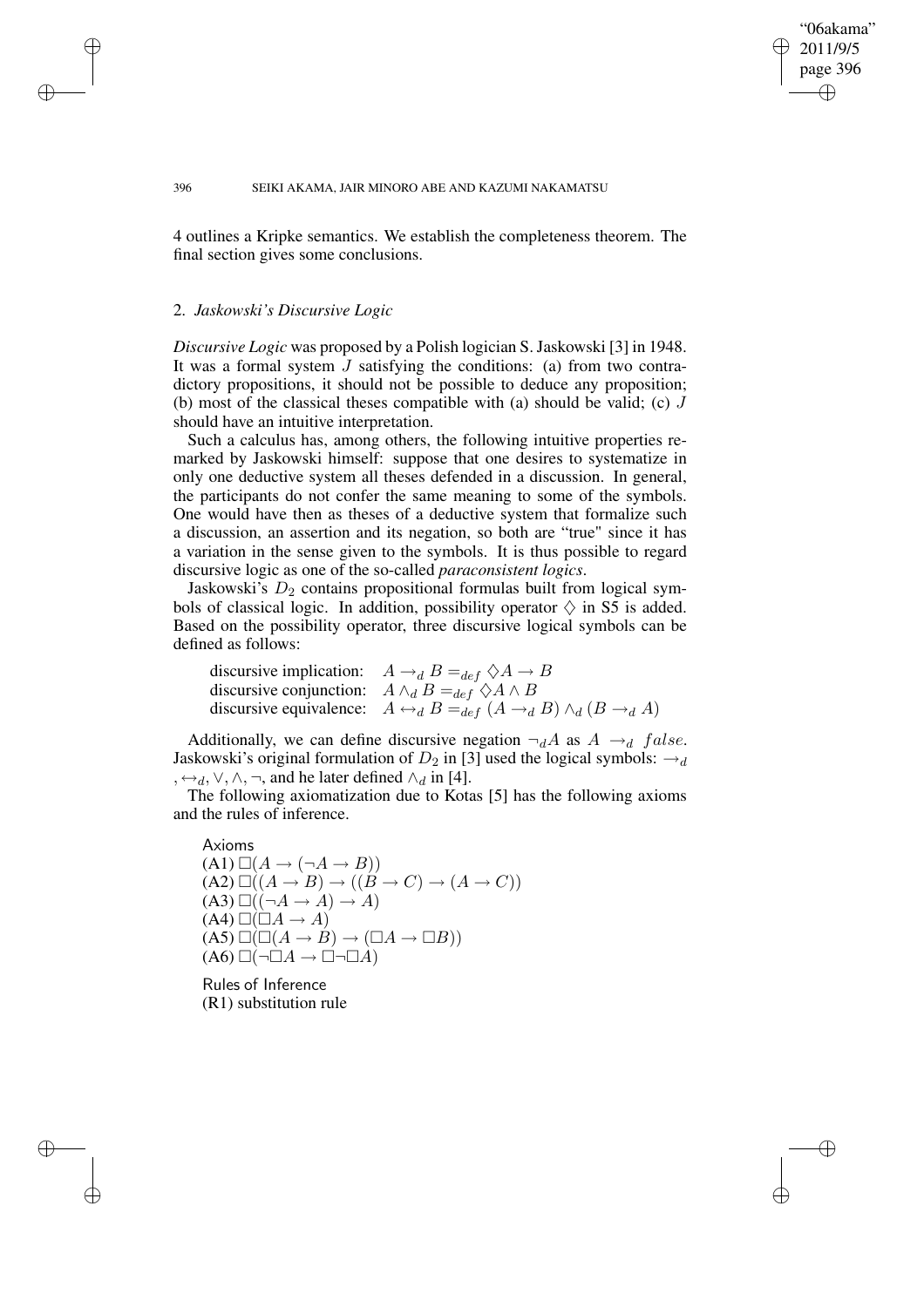4 outlines a Kripke semantics. We establish the completeness theorem. The final section gives some conclusions.

## 2. *Jaskowski's Discursive Logic*

*Discursive Logic* was proposed by a Polish logician S. Jaskowski [3] in 1948. It was a formal system $J$ satisfying the conditions: (a) from two contradictory propositions, it should not be possible to deduce any proposition; (b) most of the classical theses compatible with (a) should be valid; (c) $J$ should have an intuitive interpretation.

Such a calculus has, among others, the following intuitive properties remarked by Jaskowski himself: suppose that one desires to systematize in only one deductive system all theses defended in a discussion. In general, the participants do not confer the same meaning to some of the symbols. One would have then as theses of a deductive system that formalize such a discussion, an assertion and its negation, so both are "true" since it has a variation in the sense given to the symbols. It is thus possible to regard discursive logic as one of the so-called *paraconsistent logics*.

Jaskowski's $D_2$ contains propositional formulas built from logical symbols of classical logic. In addition, possibility operator $\Diamond$ in S5 is added. Based on the possibility operator, three discursive logical symbols can be defined as follows:

discursive implication: $A \rightarrow_d B =_{def} \Diamond A \rightarrow B$
discursive conjunction: $A \wedge_d B =_{def} \Diamond A \wedge B$
discursive equivalence: $A \leftrightarrow_d B =_{def} (A \rightarrow_d B) \wedge_d (B \rightarrow_d A)$

Additionally, we can define discursive negation $\neg_d A$ as $A \rightarrow_d false$. Jaskowski's original formulation of $D_2$ in [3] used the logical symbols: $\rightarrow_d, \leftrightarrow_d, \vee, \wedge, \neg$, and he later defined $\wedge_d$ in [4].

The following axiomatization due to Kotas [5] has the following axioms and the rules of inference.

Axioms
(A1) $\Box(A \rightarrow (\neg A \rightarrow B))$
(A2) $\Box((A \rightarrow B) \rightarrow ((B \rightarrow C) \rightarrow (A \rightarrow C))$
(A3) $\Box((\neg A \rightarrow A) \rightarrow A)$
(A4) $\Box(\Box A \rightarrow A)$
(A5) $\Box(\Box(A \rightarrow B) \rightarrow (\Box A \rightarrow \Box B))$
(A6) $\Box(\neg\Box A \rightarrow \Box\neg\Box A)$

Rules of Inference
(R1) substitution rule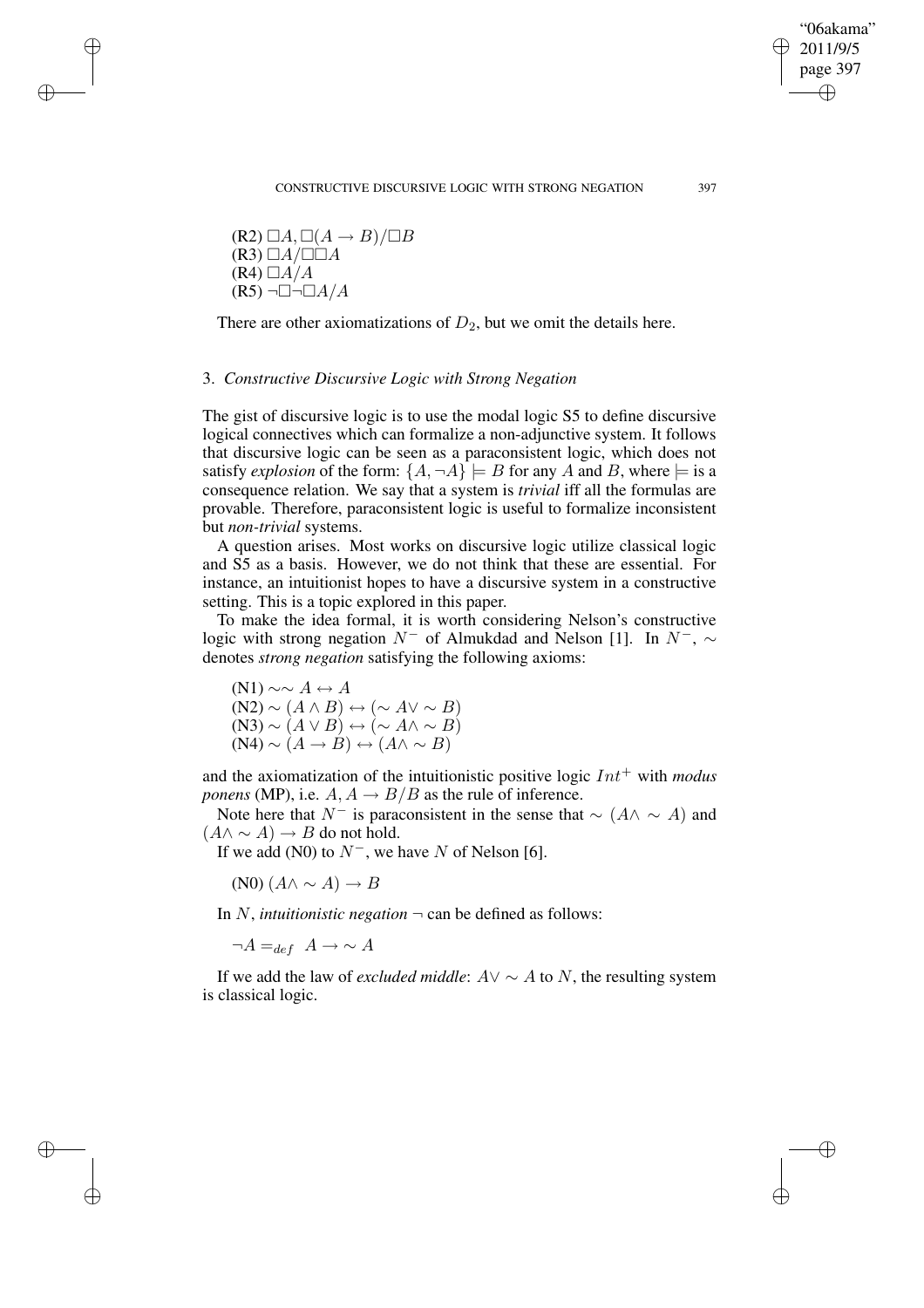(R2) $\Box A, \Box(A \to B)/\Box B$
(R3) $\Box A/\Box\Box A$
(R4) $\Box A/A$
(R5) $\neg\Box\neg\Box A/A$

There are other axiomatizations of $D_2$, but we omit the details here.

## 3. *Constructive Discursive Logic with Strong Negation*

The gist of discursive logic is to use the modal logic S5 to define discursive logical connectives which can formalize a non-adjunctive system. It follows that discursive logic can be seen as a paraconsistent logic, which does not satisfy *explosion* of the form: $\{A, \neg A\} \models B$ for any $A$ and $B$, where $\models$ is a consequence relation. We say that a system is *trivial* iff all the formulas are provable. Therefore, paraconsistent logic is useful to formalize inconsistent but *non-trivial* systems.

A question arises. Most works on discursive logic utilize classical logic and S5 as a basis. However, we do not think that these are essential. For instance, an intuitionist hopes to have a discursive system in a constructive setting. This is a topic explored in this paper.

To make the idea formal, it is worth considering Nelson's constructive logic with strong negation $N^-$ of Almukdad and Nelson [1]. In $N^-$, $\sim$ denotes *strong negation* satisfying the following axioms:

(N1) $\sim\sim A \leftrightarrow A$
(N2) $\sim (A \wedge B) \leftrightarrow (\sim A \vee \sim B)$
(N3) $\sim (A \vee B) \leftrightarrow (\sim A \wedge \sim B)$
(N4) $\sim (A \to B) \leftrightarrow (A \wedge \sim B)$

and the axiomatization of the intuitionistic positive logic $Int^+$ with *modus ponens* (MP), i.e. $A, A \to B/B$ as the rule of inference.

Note here that $N^-$ is paraconsistent in the sense that $\sim (A \wedge \sim A)$ and $(A \wedge \sim A) \to B$ do not hold.

If we add (N0) to $N^-$, we have $N$ of Nelson [6].

(N0) $(A \wedge \sim A) \to B$

In $N$, *intuitionistic negation* $\neg$ can be defined as follows:

$\neg A =_{def} A \to \sim A$

If we add the law of *excluded middle*: $A \vee \sim A$ to $N$, the resulting system is classical logic.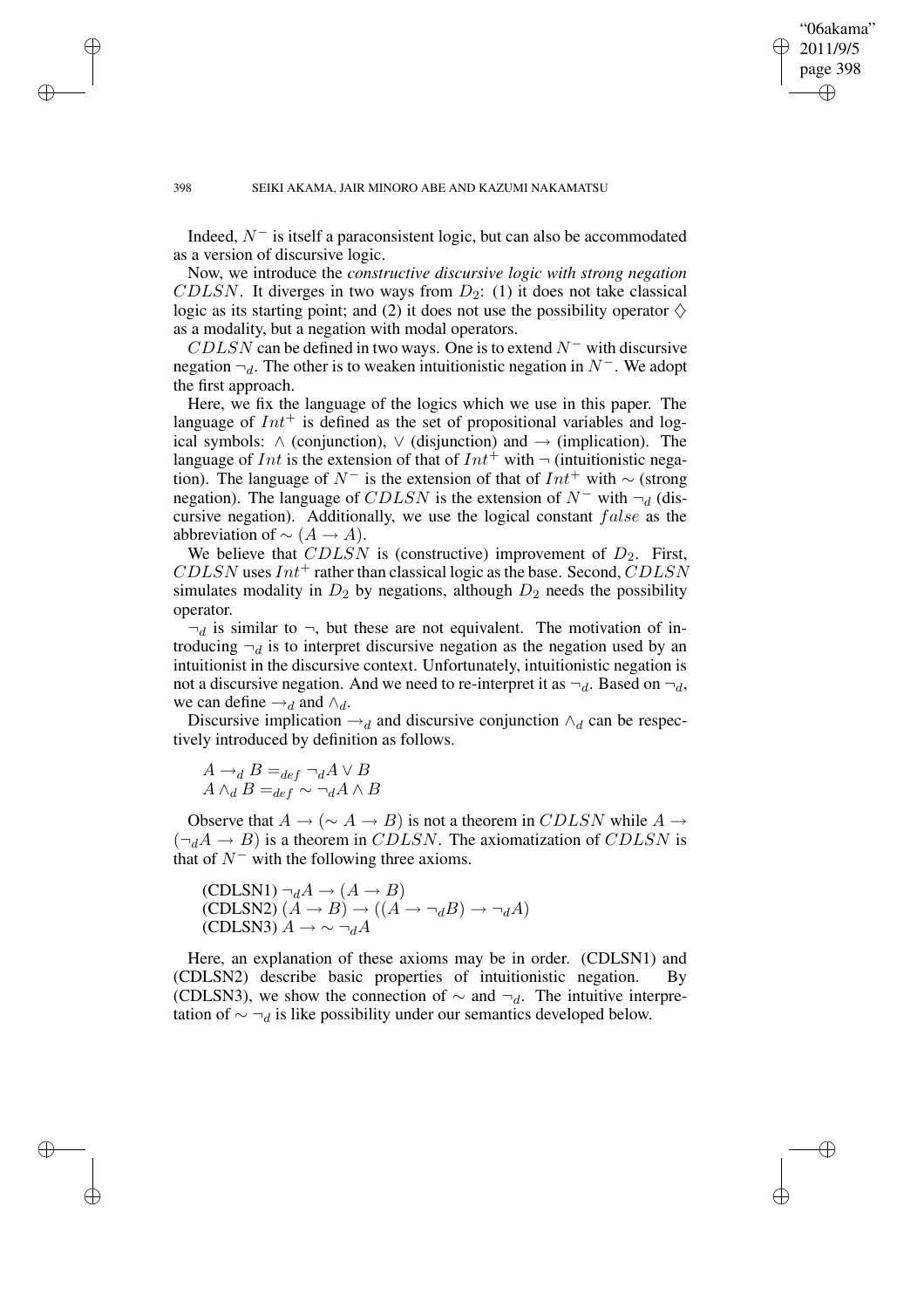Indeed, $N^-$ is itself a paraconsistent logic, but can also be accommodated as a version of discursive logic.

Now, we introduce the *constructive discursive logic with strong negation* $CDLSN$. It diverges in two ways from $D_2$: (1) it does not take classical logic as its starting point; and (2) it does not use the possibility operator $\Diamond$ as a modality, but a negation with modal operators.

$CDLSN$ can be defined in two ways. One is to extend $N^-$ with discursive negation $\neg_d$. The other is to weaken intuitionistic negation in $N^-$. We adopt the first approach.

Here, we fix the language of the logics which we use in this paper. The language of $Int^+$ is defined as the set of propositional variables and logical symbols: $\wedge$ (conjunction), $\vee$ (disjunction) and $\rightarrow$ (implication). The language of $Int$ is the extension of that of $Int^+$ with $\neg$ (intuitionistic negation). The language of $N^-$ is the extension of that of $Int^+$ with $\sim$ (strong negation). The language of $CDLSN$ is the extension of $N^-$ with $\neg_d$ (discursive negation). Additionally, we use the logical constant $false$ as the abbreviation of $\sim (A \rightarrow A)$.

We believe that $CDLSN$ is (constructive) improvement of $D_2$. First, $CDLSN$ uses $Int^+$ rather than classical logic as the base. Second, $CDLSN$ simulates modality in $D_2$ by negations, although $D_2$ needs the possibility operator.

$\neg_d$ is similar to $\neg$, but these are not equivalent. The motivation of introducing $\neg_d$ is to interpret discursive negation as the negation used by an intuitionist in the discursive context. Unfortunately, intuitionistic negation is not a discursive negation. And we need to re-interpret it as $\neg_d$. Based on $\neg_d$, we can define $\rightarrow_d$ and $\wedge_d$.

Discursive implication $\rightarrow_d$ and discursive conjunction $\wedge_d$ can be respectively introduced by definition as follows.

$$A \rightarrow_d B =_{def} \neg_d A \vee B$$
$$A \wedge_d B =_{def} \sim \neg_d A \wedge B$$

Observe that $A \rightarrow (\sim A \rightarrow B)$ is not a theorem in $CDLSN$ while $A \rightarrow (\neg_d A \rightarrow B)$ is a theorem in $CDLSN$. The axiomatization of $CDLSN$ is that of $N^-$ with the following three axioms.

(CDLSN1) $\neg_d A \rightarrow (A \rightarrow B)$
(CDLSN2) $(A \rightarrow B) \rightarrow ((A \rightarrow \neg_d B) \rightarrow \neg_d A)$
(CDLSN3) $A \rightarrow \sim \neg_d A$

Here, an explanation of these axioms may be in order. (CDLSN1) and (CDLSN2) describe basic properties of intuitionistic negation. By (CDLSN3), we show the connection of $\sim$ and $\neg_d$. The intuitive interpretation of $\sim \neg_d$ is like possibility under our semantics developed below.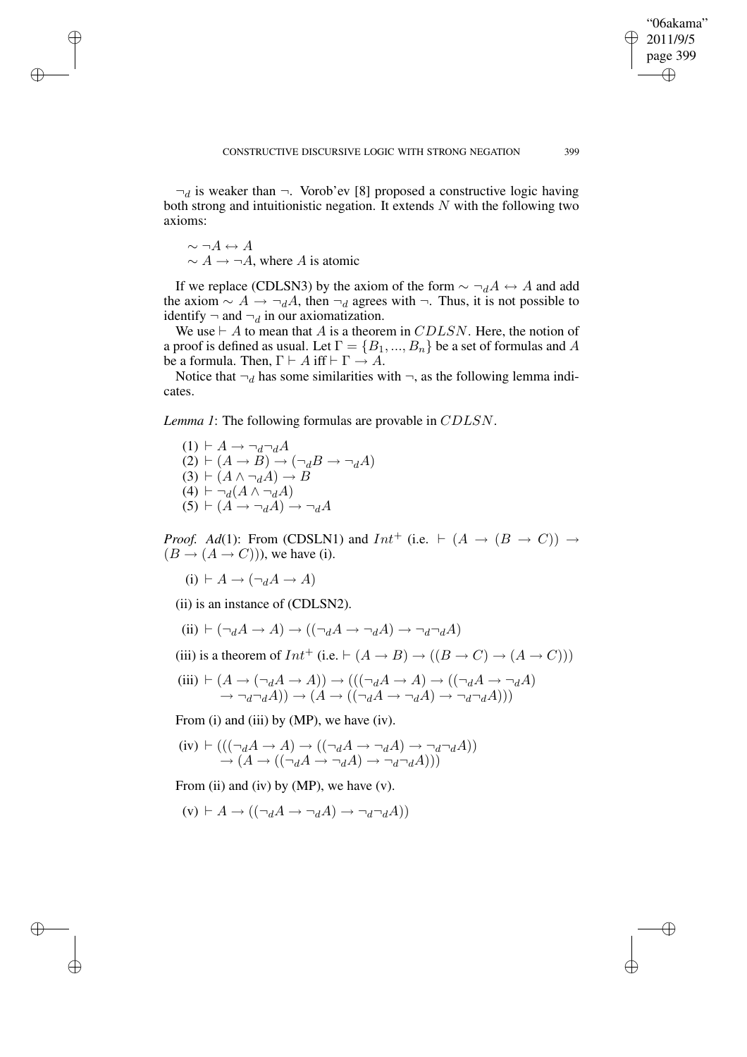$\neg_d$ is weaker than $\neg$. Vorob'ev [8] proposed a constructive logic having both strong and intuitionistic negation. It extends $N$ with the following two axioms:

$\sim \neg A \leftrightarrow A$
$\sim A \rightarrow \neg A$, where $A$ is atomic

If we replace (CDLSN3) by the axiom of the form $\sim \neg_d A \leftrightarrow A$ and add the axiom $\sim A \rightarrow \neg_d A$, then $\neg_d$ agrees with $\neg$. Thus, it is not possible to identify $\neg$ and $\neg_d$ in our axiomatization.

We use $\vdash A$ to mean that $A$ is a theorem in $CDLSN$. Here, the notion of a proof is defined as usual. Let $\Gamma = \{B_1, ..., B_n\}$ be a set of formulas and $A$ be a formula. Then, $\Gamma \vdash A$ iff $\vdash \Gamma \rightarrow A$.

Notice that $\neg_d$ has some similarities with $\neg$, as the following lemma indicates.

*Lemma 1*: The following formulas are provable in $CDLSN$.

(1) $\vdash A \rightarrow \neg_d \neg_d A$
(2) $\vdash (A \rightarrow B) \rightarrow (\neg_d B \rightarrow \neg_d A)$
(3) $\vdash (A \wedge \neg_d A) \rightarrow B$
(4) $\vdash \neg_d (A \wedge \neg_d A)$
(5) $\vdash (A \rightarrow \neg_d A) \rightarrow \neg_d A$

*Proof. Ad*(1): From (CDSLN1) and $Int^+$ (i.e. $\vdash (A \rightarrow (B \rightarrow C)) \rightarrow (B \rightarrow (A \rightarrow C))$), we have (i).

(i) $\vdash A \rightarrow (\neg_d A \rightarrow A)$

(ii) is an instance of (CDLSN2).

(ii) $\vdash (\neg_d A \rightarrow A) \rightarrow ((\neg_d A \rightarrow \neg_d A) \rightarrow \neg_d \neg_d A)$

(iii) is a theorem of $Int^+$ (i.e. $\vdash (A \rightarrow B) \rightarrow ((B \rightarrow C) \rightarrow (A \rightarrow C))$)

(iii) $\vdash (A \rightarrow (\neg_d A \rightarrow A)) \rightarrow (((\neg_d A \rightarrow A) \rightarrow ((\neg_d A \rightarrow \neg_d A) \rightarrow \neg_d \neg_d A)) \rightarrow (A \rightarrow ((\neg_d A \rightarrow \neg_d A) \rightarrow \neg_d \neg_d A)))$

From (i) and (iii) by (MP), we have (iv).

(iv) $\vdash (((\neg_d A \rightarrow A) \rightarrow ((\neg_d A \rightarrow \neg_d A) \rightarrow \neg_d \neg_d A)) \rightarrow (A \rightarrow ((\neg_d A \rightarrow \neg_d A) \rightarrow \neg_d \neg_d A)))$

From (ii) and (iv) by (MP), we have (v).

(v) $\vdash A \rightarrow ((\neg_d A \rightarrow \neg_d A) \rightarrow \neg_d \neg_d A))$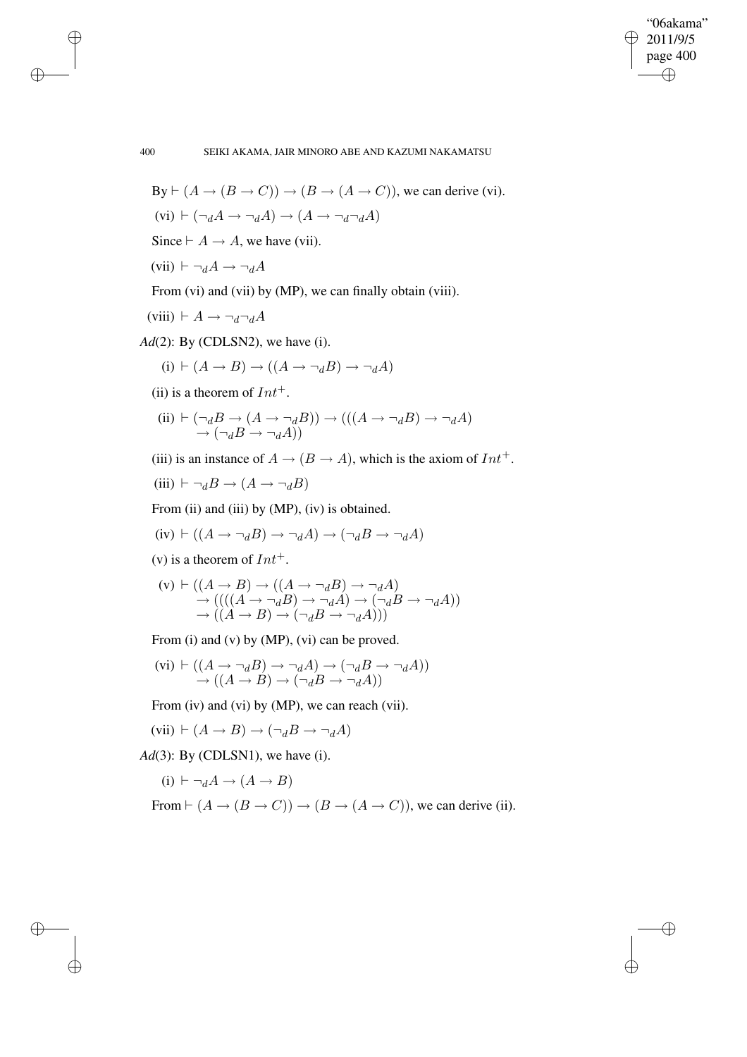By $\vdash (A \rightarrow (B \rightarrow C)) \rightarrow (B \rightarrow (A \rightarrow C))$, we can derive (vi).

(vi) $\vdash (\neg_d A \rightarrow \neg_d A) \rightarrow (A \rightarrow \neg_d \neg_d A)$

Since $\vdash A \rightarrow A$, we have (vii).

(vii) $\vdash \neg_d A \rightarrow \neg_d A$

From (vi) and (vii) by (MP), we can finally obtain (viii).

(viii) $\vdash A \rightarrow \neg_d \neg_d A$

*Ad*(2): By (CDLSN2), we have (i).

(i) $\vdash (A \rightarrow B) \rightarrow ((A \rightarrow \neg_d B) \rightarrow \neg_d A)$

(ii) is a theorem of $Int^+$.

(ii) $\vdash (\neg_d B \rightarrow (A \rightarrow \neg_d B)) \rightarrow (((A \rightarrow \neg_d B) \rightarrow \neg_d A) \rightarrow (\neg_d B \rightarrow \neg_d A))$

(iii) is an instance of $A \rightarrow (B \rightarrow A)$, which is the axiom of $Int^+$.

(iii) $\vdash \neg_d B \rightarrow (A \rightarrow \neg_d B)$

From (ii) and (iii) by (MP), (iv) is obtained.

(iv) $\vdash ((A \rightarrow \neg_d B) \rightarrow \neg_d A) \rightarrow (\neg_d B \rightarrow \neg_d A)$

(v) is a theorem of $Int^+$.

(v) $\vdash ((A \rightarrow B) \rightarrow ((A \rightarrow \neg_d B) \rightarrow \neg_d A) \rightarrow ((((A \rightarrow \neg_d B) \rightarrow \neg_d A) \rightarrow (\neg_d B \rightarrow \neg_d A)) \rightarrow ((A \rightarrow B) \rightarrow (\neg_d B \rightarrow \neg_d A)))$

From (i) and (v) by (MP), (vi) can be proved.

(vi) $\vdash ((A \rightarrow \neg_d B) \rightarrow \neg_d A) \rightarrow (\neg_d B \rightarrow \neg_d A)) \rightarrow ((A \rightarrow B) \rightarrow (\neg_d B \rightarrow \neg_d A))$

From (iv) and (vi) by (MP), we can reach (vii).

(vii) $\vdash (A \rightarrow B) \rightarrow (\neg_d B \rightarrow \neg_d A)$

*Ad*(3): By (CDLSN1), we have (i).

(i) $\vdash \neg_d A \rightarrow (A \rightarrow B)$

From $\vdash (A \rightarrow (B \rightarrow C)) \rightarrow (B \rightarrow (A \rightarrow C))$, we can derive (ii).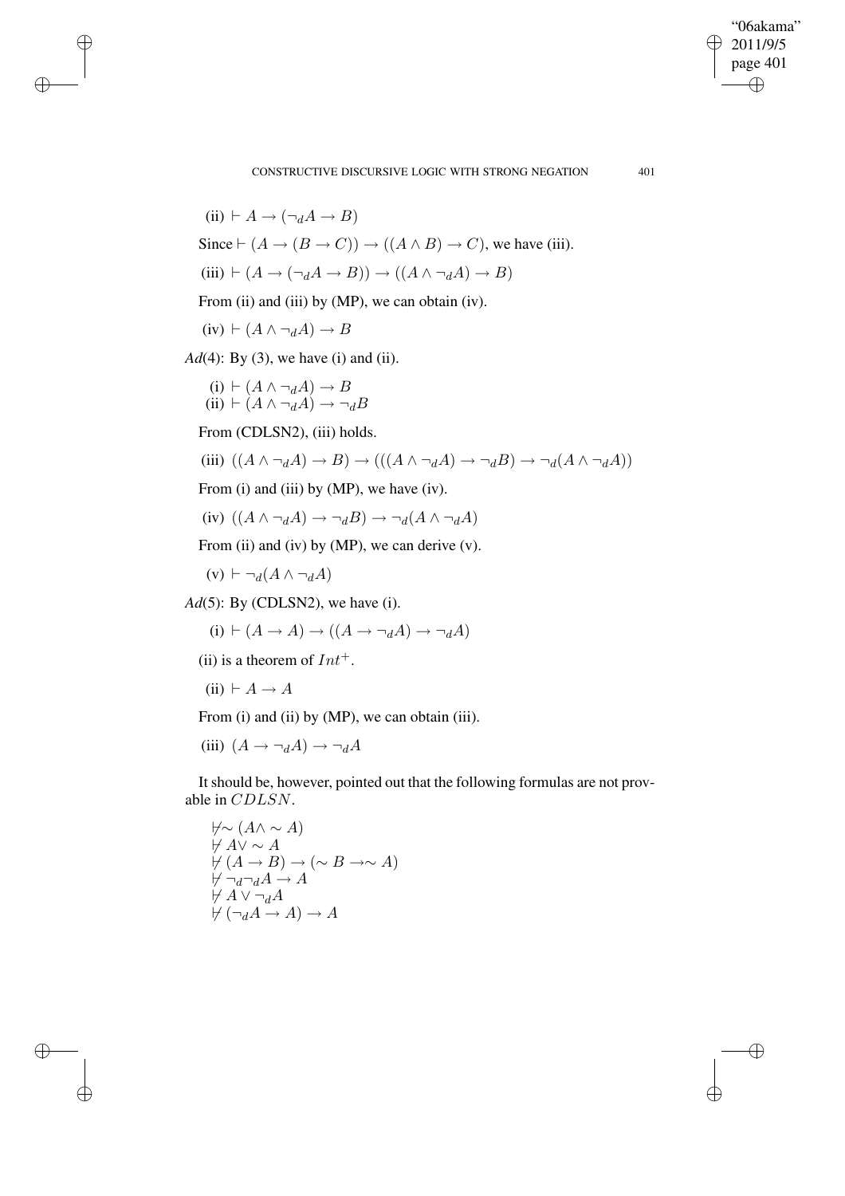(ii) $\vdash A \rightarrow (\neg_d A \rightarrow B)$

Since $\vdash (A \rightarrow (B \rightarrow C)) \rightarrow ((A \wedge B) \rightarrow C)$, we have (iii).

(iii) $\vdash (A \rightarrow (\neg_d A \rightarrow B)) \rightarrow ((A \wedge \neg_d A) \rightarrow B)$

From (ii) and (iii) by (MP), we can obtain (iv).

(iv) $\vdash (A \wedge \neg_d A) \rightarrow B$

*Ad*(4): By (3), we have (i) and (ii).

(i) $\vdash (A \wedge \neg_d A) \rightarrow B$
(ii) $\vdash (A \wedge \neg_d A) \rightarrow \neg_d B$

From (CDLSN2), (iii) holds.

(iii) $((A \wedge \neg_d A) \rightarrow B) \rightarrow (((A \wedge \neg_d A) \rightarrow \neg_d B) \rightarrow \neg_d (A \wedge \neg_d A))$

From (i) and (iii) by (MP), we have (iv).

(iv) $((A \wedge \neg_d A) \rightarrow \neg_d B) \rightarrow \neg_d (A \wedge \neg_d A)$

From (ii) and (iv) by (MP), we can derive (v).

(v) $\vdash \neg_d (A \wedge \neg_d A)$

*Ad*(5): By (CDLSN2), we have (i).

(i) $\vdash (A \rightarrow A) \rightarrow ((A \rightarrow \neg_d A) \rightarrow \neg_d A)$

(ii) is a theorem of $Int^+$.

(ii) $\vdash A \rightarrow A$

From (i) and (ii) by (MP), we can obtain (iii).

(iii) $(A \rightarrow \neg_d A) \rightarrow \neg_d A$

It should be, however, pointed out that the following formulas are not provable in $CDLSN$.

$\nvdash \sim (A \wedge \sim A)$
$\nvdash A \vee \sim A$
$\nvdash (A \rightarrow B) \rightarrow (\sim B \rightarrow \sim A)$
$\nvdash \neg_d \neg_d A \rightarrow A$
$\nvdash A \vee \neg_d A$
$\nvdash (\neg_d A \rightarrow A) \rightarrow A$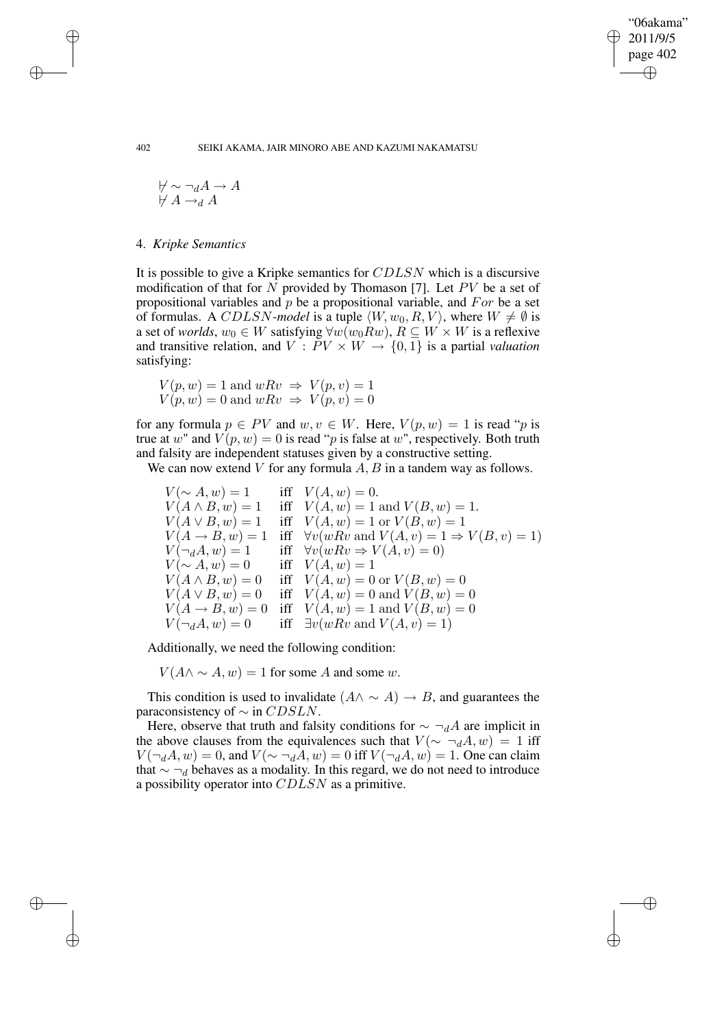$\not\vdash \sim \neg_d A \to A$
$\not\vdash A \to_d A$

### 4. *Kripke Semantics*

It is possible to give a Kripke semantics for $CDLSN$ which is a discursive modification of that for $N$ provided by Thomason [7]. Let $PV$ be a set of propositional variables and $p$ be a propositional variable, and $For$ be a set of formulas. A $CDLSN$-*model* is a tuple $\langle W, w_0, R, V\rangle$, where $W \neq \emptyset$ is a set of *worlds*, $w_0 \in W$ satisfying $\forall w(w_0 R w)$, $R \subseteq W \times W$ is a reflexive and transitive relation, and $V : PV \times W \to \{0, 1\}$ is a partial *valuation* satisfying:

$$V(p, w) = 1 \text{ and } wRv \;\Rightarrow\; V(p, v) = 1$$
$$V(p, w) = 0 \text{ and } wRv \;\Rightarrow\; V(p, v) = 0$$

for any formula $p \in PV$ and $w, v \in W$. Here, $V(p, w) = 1$ is read "$p$ is true at $w$" and $V(p, w) = 0$ is read "$p$ is false at $w$", respectively. Both truth and falsity are independent statuses given by a constructive setting.

We can now extend $V$ for any formula $A, B$ in a tandem way as follows.

$$
\begin{array}{lll}
V(\sim A, w) = 1 & \text{iff} & V(A, w) = 0. \\
V(A \wedge B, w) = 1 & \text{iff} & V(A, w) = 1 \text{ and } V(B, w) = 1. \\
V(A \vee B, w) = 1 & \text{iff} & V(A, w) = 1 \text{ or } V(B, w) = 1 \\
V(A \to B, w) = 1 & \text{iff} & \forall v(wRv \text{ and } V(A, v) = 1 \Rightarrow V(B, v) = 1) \\
V(\neg_d A, w) = 1 & \text{iff} & \forall v(wRv \Rightarrow V(A, v) = 0) \\
V(\sim A, w) = 0 & \text{iff} & V(A, w) = 1 \\
V(A \wedge B, w) = 0 & \text{iff} & V(A, w) = 0 \text{ or } V(B, w) = 0 \\
V(A \vee B, w) = 0 & \text{iff} & V(A, w) = 0 \text{ and } V(B, w) = 0 \\
V(A \to B, w) = 0 & \text{iff} & V(A, w) = 1 \text{ and } V(B, w) = 0 \\
V(\neg_d A, w) = 0 & \text{iff} & \exists v(wRv \text{ and } V(A, v) = 1)
\end{array}
$$

Additionally, we need the following condition:

$$V(A \wedge \sim A, w) = 1 \text{ for some } A \text{ and some } w.$$

This condition is used to invalidate $(A \wedge \sim A) \to B$, and guarantees the paraconsistency of $\sim$ in $CDSLN$.

Here, observe that truth and falsity conditions for $\sim \neg_d A$ are implicit in the above clauses from the equivalences such that $V(\sim \neg_d A, w) = 1$ iff $V(\neg_d A, w) = 0$, and $V(\sim \neg_d A, w) = 0$ iff $V(\neg_d A, w) = 1$. One can claim that $\sim \neg_d$ behaves as a modality. In this regard, we do not need to introduce a possibility operator into $CDLSN$ as a primitive.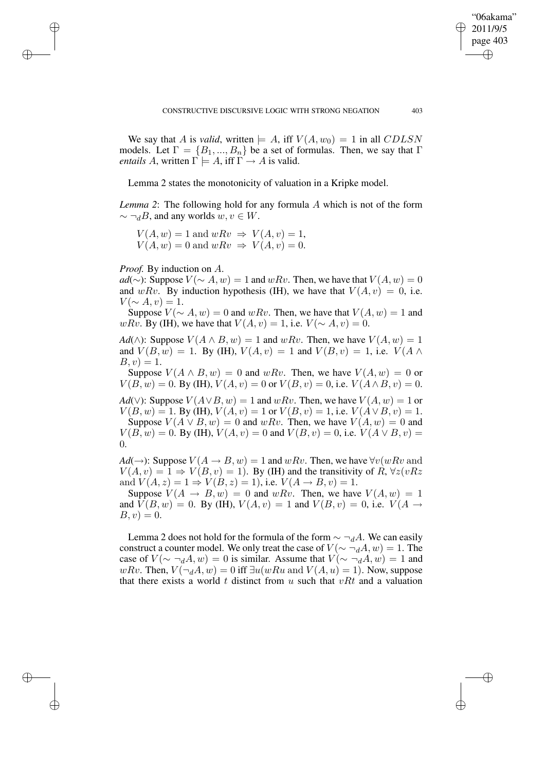We say that $A$ is *valid*, written $\models A$, iff $V(A, w_0) = 1$ in all $CDLSN$ models. Let $\Gamma = \{B_1, ..., B_n\}$ be a set of formulas. Then, we say that $\Gamma$ *entails* $A$, written $\Gamma \models A$, iff $\Gamma \rightarrow A$ is valid.

Lemma 2 states the monotonicity of valuation in a Kripke model.

*Lemma 2*: The following hold for any formula $A$ which is not of the form $\sim \neg_d B$, and any worlds $w, v \in W$.

$$V(A, w) = 1 \text{ and } wRv \;\Rightarrow\; V(A, v) = 1,$$
$$V(A, w) = 0 \text{ and } wRv \;\Rightarrow\; V(A, v) = 0.$$

*Proof.* By induction on $A$.

*ad*($\sim$): Suppose $V(\sim A, w) = 1$ and $wRv$. Then, we have that $V(A, w) = 0$ and $wRv$. By induction hypothesis (IH), we have that $V(A, v) = 0$, i.e. $V(\sim A, v) = 1$.

Suppose $V(\sim A, w) = 0$ and $wRv$. Then, we have that $V(A, w) = 1$ and $wRv$. By (IH), we have that $V(A, v) = 1$, i.e. $V(\sim A, v) = 0$.

*Ad*($\wedge$): Suppose $V(A \wedge B, w) = 1$ and $wRv$. Then, we have $V(A, w) = 1$ and $V(B, w) = 1$. By (IH), $V(A, v) = 1$ and $V(B, v) = 1$, i.e. $V(A \wedge B, v) = 1$.

Suppose $V(A \wedge B, w) = 0$ and $wRv$. Then, we have $V(A, w) = 0$ or $V(B, w) = 0$. By (IH), $V(A, v) = 0$ or $V(B, v) = 0$, i.e. $V(A \wedge B, v) = 0$.

*Ad*($\vee$): Suppose $V(A \vee B, w) = 1$ and $wRv$. Then, we have $V(A, w) = 1$ or $V(B, w) = 1$. By (IH), $V(A, v) = 1$ or $V(B, v) = 1$, i.e. $V(A \vee B, v) = 1$.

Suppose $V(A \vee B, w) = 0$ and $wRv$. Then, we have $V(A, w) = 0$ and $V(B, w) = 0$. By (IH), $V(A, v) = 0$ and $V(B, v) = 0$, i.e. $V(A \vee B, v) = 0$.

*Ad*($\rightarrow$): Suppose $V(A \rightarrow B, w) = 1$ and $wRv$. Then, we have $\forall v(wRv \text{ and } V(A, v) = 1 \Rightarrow V(B, v) = 1)$. By (IH) and the transitivity of $R$, $\forall z(vRz \text{ and } V(A, z) = 1 \Rightarrow V(B, z) = 1)$, i.e. $V(A \rightarrow B, v) = 1$.

Suppose $V(A \rightarrow B, w) = 0$ and $wRv$. Then, we have $V(A, w) = 1$ and $V(B, w) = 0$. By (IH), $V(A, v) = 1$ and $V(B, v) = 0$, i.e. $V(A \rightarrow B, v) = 0$.

Lemma 2 does not hold for the formula of the form $\sim \neg_d A$. We can easily construct a counter model. We only treat the case of $V(\sim \neg_d A, w) = 1$. The case of $V(\sim \neg_d A, w) = 0$ is similar. Assume that $V(\sim \neg_d A, w) = 1$ and $wRv$. Then, $V(\neg_d A, w) = 0$ iff $\exists u(wRu \text{ and } V(A, u) = 1)$. Now, suppose that there exists a world $t$ distinct from $u$ such that $vRt$ and a valuation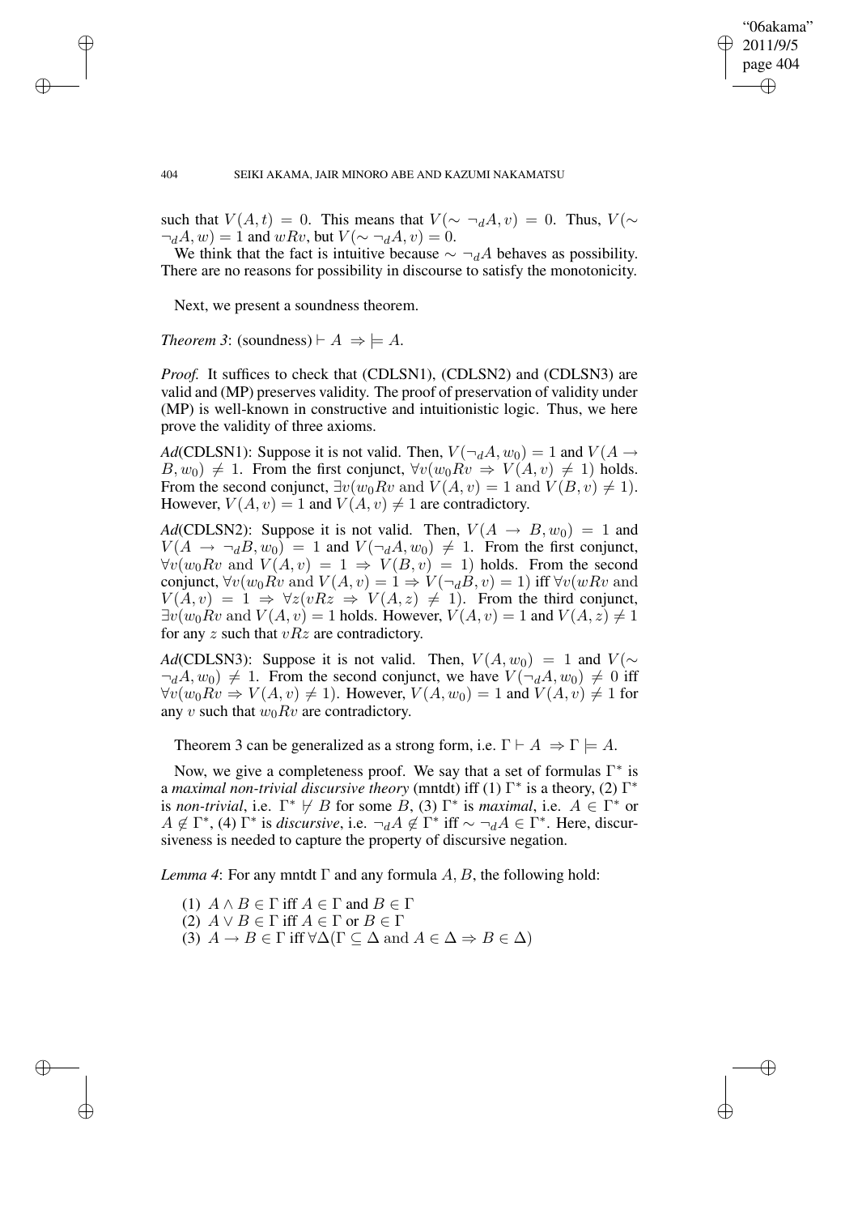such that $V(A, t) = 0$. This means that $V(\sim \neg_d A, v) = 0$. Thus, $V(\sim \neg_d A, w) = 1$ and $wRv$, but $V(\sim \neg_d A, v) = 0$.

We think that the fact is intuitive because $\sim \neg_d A$ behaves as possibility. There are no reasons for possibility in discourse to satisfy the monotonicity.

Next, we present a soundness theorem.

*Theorem 3*: (soundness) $\vdash A \Rightarrow \models A$.

*Proof.* It suffices to check that (CDLSN1), (CDLSN2) and (CDLSN3) are valid and (MP) preserves validity. The proof of preservation of validity under (MP) is well-known in constructive and intuitionistic logic. Thus, we here prove the validity of three axioms.

*Ad*(CDLSN1): Suppose it is not valid. Then, $V(\neg_d A, w_0) = 1$ and $V(A \rightarrow B, w_0) \neq 1$. From the first conjunct, $\forall v(w_0 Rv \Rightarrow V(A, v) \neq 1)$ holds. From the second conjunct, $\exists v(w_0 Rv$ and $V(A, v) = 1$ and $V(B, v) \neq 1)$. However, $V(A, v) = 1$ and $V(A, v) \neq 1$ are contradictory.

*Ad*(CDLSN2): Suppose it is not valid. Then, $V(A \rightarrow B, w_0) = 1$ and $V(A \rightarrow \neg_d B, w_0) = 1$ and $V(\neg_d A, w_0) \neq 1$. From the first conjunct, $\forall v(w_0 Rv$ and $V(A, v) = 1 \Rightarrow V(B, v) = 1)$ holds. From the second conjunct, $\forall v(w_0 Rv$ and $V(A, v) = 1 \Rightarrow V(\neg_d B, v) = 1)$ iff $\forall v(wRv$ and $V(A, v) = 1 \Rightarrow \forall z(vRz \Rightarrow V(A, z) \neq 1)$. From the third conjunct, $\exists v(w_0 Rv$ and $V(A, v) = 1$ holds. However, $V(A, v) = 1$ and $V(A, z) \neq 1$ for any $z$ such that $vRz$ are contradictory.

*Ad*(CDLSN3): Suppose it is not valid. Then, $V(A, w_0) = 1$ and $V(\sim \neg_d A, w_0) \neq 1$. From the second conjunct, we have $V(\neg_d A, w_0) \neq 0$ iff $\forall v(w_0 Rv \Rightarrow V(A, v) \neq 1)$. However, $V(A, w_0) = 1$ and $V(A, v) \neq 1$ for any $v$ such that $w_0 Rv$ are contradictory.

Theorem 3 can be generalized as a strong form, i.e. $\Gamma \vdash A \Rightarrow \Gamma \models A$.

Now, we give a completeness proof. We say that a set of formulas $\Gamma^*$ is a *maximal non-trivial discursive theory* (mntdt) iff (1) $\Gamma^*$ is a theory, (2) $\Gamma^*$ is *non-trivial*, i.e. $\Gamma^* \not\vdash B$ for some $B$, (3) $\Gamma^*$ is *maximal*, i.e. $A \in \Gamma^*$ or $A \notin \Gamma^*$, (4) $\Gamma^*$ is *discursive*, i.e. $\neg_d A \notin \Gamma^*$ iff $\sim \neg_d A \in \Gamma^*$. Here, discursiveness is needed to capture the property of discursive negation.

*Lemma 4*: For any mntdt $\Gamma$ and any formula $A, B$, the following hold:

(1) $A \wedge B \in \Gamma$ iff $A \in \Gamma$ and $B \in \Gamma$
(2) $A \vee B \in \Gamma$ iff $A \in \Gamma$ or $B \in \Gamma$
(3) $A \rightarrow B \in \Gamma$ iff $\forall \Delta(\Gamma \subseteq \Delta$ and $A \in \Delta \Rightarrow B \in \Delta)$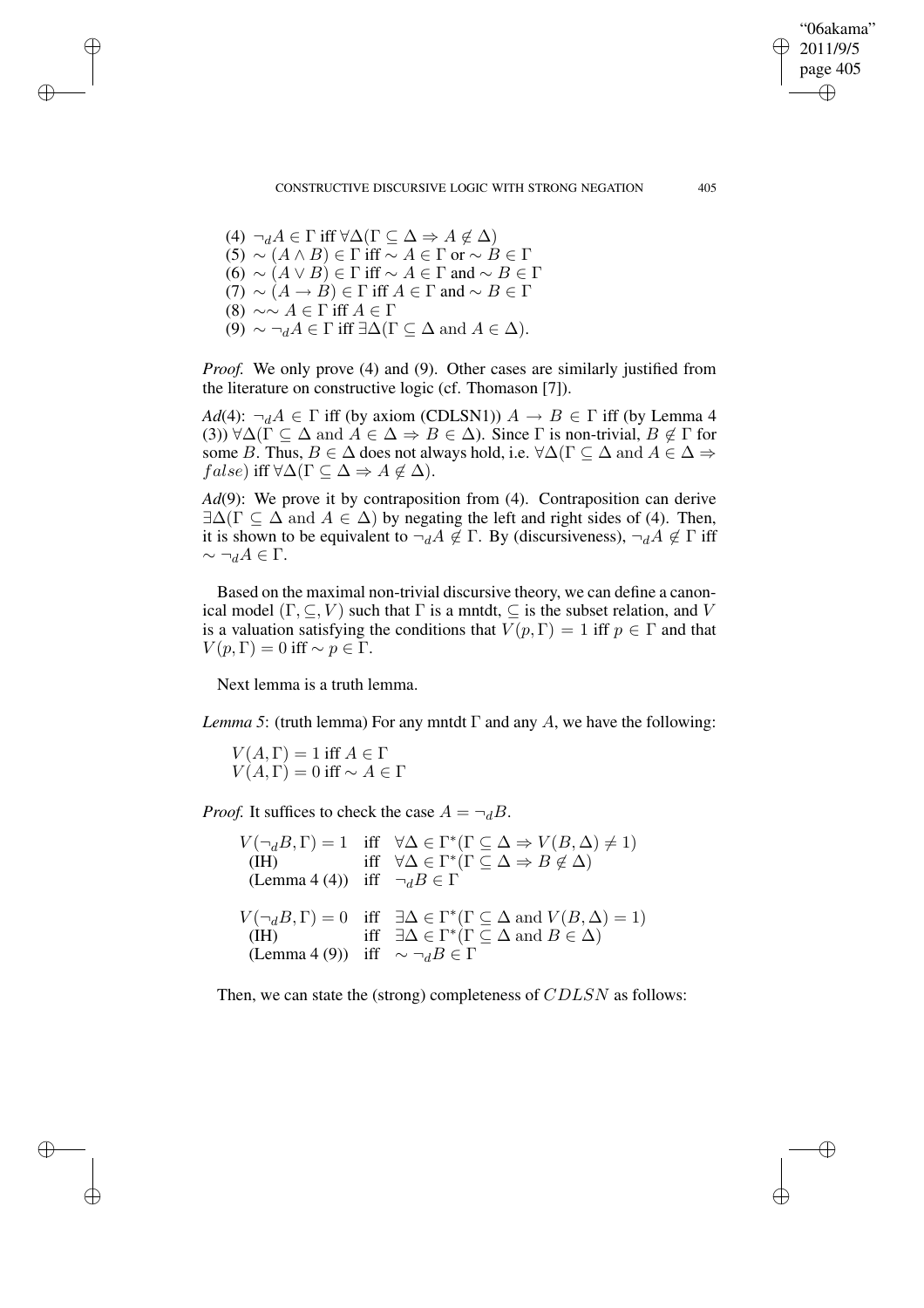(4) $\neg_d A \in \Gamma$ iff $\forall \Delta(\Gamma \subseteq \Delta \Rightarrow A \notin \Delta)$
(5) $\sim (A \wedge B) \in \Gamma$ iff $\sim A \in \Gamma$ or $\sim B \in \Gamma$
(6) $\sim (A \vee B) \in \Gamma$ iff $\sim A \in \Gamma$ and $\sim B \in \Gamma$
(7) $\sim (A \rightarrow B) \in \Gamma$ iff $A \in \Gamma$ and $\sim B \in \Gamma$
(8) $\sim\sim A \in \Gamma$ iff $A \in \Gamma$
(9) $\sim \neg_d A \in \Gamma$ iff $\exists \Delta(\Gamma \subseteq \Delta \text{ and } A \in \Delta)$.

*Proof.* We only prove (4) and (9). Other cases are similarly justified from the literature on constructive logic (cf. Thomason [7]).

*Ad*(4): $\neg_d A \in \Gamma$ iff (by axiom (CDLSN1)) $A \rightarrow B \in \Gamma$ iff (by Lemma 4 (3)) $\forall \Delta(\Gamma \subseteq \Delta \text{ and } A \in \Delta \Rightarrow B \in \Delta)$. Since $\Gamma$ is non-trivial, $B \notin \Gamma$ for some $B$. Thus, $B \in \Delta$ does not always hold, i.e. $\forall \Delta(\Gamma \subseteq \Delta \text{ and } A \in \Delta \Rightarrow false)$ iff $\forall \Delta(\Gamma \subseteq \Delta \Rightarrow A \notin \Delta)$.

*Ad*(9): We prove it by contraposition from (4). Contraposition can derive $\exists \Delta(\Gamma \subseteq \Delta \text{ and } A \in \Delta)$ by negating the left and right sides of (4). Then, it is shown to be equivalent to $\neg_d A \notin \Gamma$. By (discursiveness), $\neg_d A \notin \Gamma$ iff $\sim \neg_d A \in \Gamma$.

Based on the maximal non-trivial discursive theory, we can define a canonical model $(\Gamma, \subseteq, V)$ such that $\Gamma$ is a mntdt, $\subseteq$ is the subset relation, and $V$ is a valuation satisfying the conditions that $V(p, \Gamma) = 1$ iff $p \in \Gamma$ and that $V(p, \Gamma) = 0$ iff $\sim p \in \Gamma$.

Next lemma is a truth lemma.

*Lemma 5*: (truth lemma) For any mntdt $\Gamma$ and any $A$, we have the following:

$V(A, \Gamma) = 1$ iff $A \in \Gamma$
$V(A, \Gamma) = 0$ iff $\sim A \in \Gamma$

*Proof.* It suffices to check the case $A = \neg_d B$.

$$
\begin{array}{lll}
V(\neg_d B, \Gamma) = 1 & \text{iff} & \forall \Delta \in \Gamma^*(\Gamma \subseteq \Delta \Rightarrow V(B, \Delta) \neq 1) \\
\text{(IH)} & \text{iff} & \forall \Delta \in \Gamma^*(\Gamma \subseteq \Delta \Rightarrow B \notin \Delta) \\
\text{(Lemma 4 (4))} & \text{iff} & \neg_d B \in \Gamma
\end{array}
$$

$$
\begin{array}{lll}
V(\neg_d B, \Gamma) = 0 & \text{iff} & \exists \Delta \in \Gamma^*(\Gamma \subseteq \Delta \text{ and } V(B, \Delta) = 1) \\
\text{(IH)} & \text{iff} & \exists \Delta \in \Gamma^*(\Gamma \subseteq \Delta \text{ and } B \in \Delta) \\
\text{(Lemma 4 (9))} & \text{iff} & \sim \neg_d B \in \Gamma
\end{array}
$$

Then, we can state the (strong) completeness of $CDLSN$ as follows: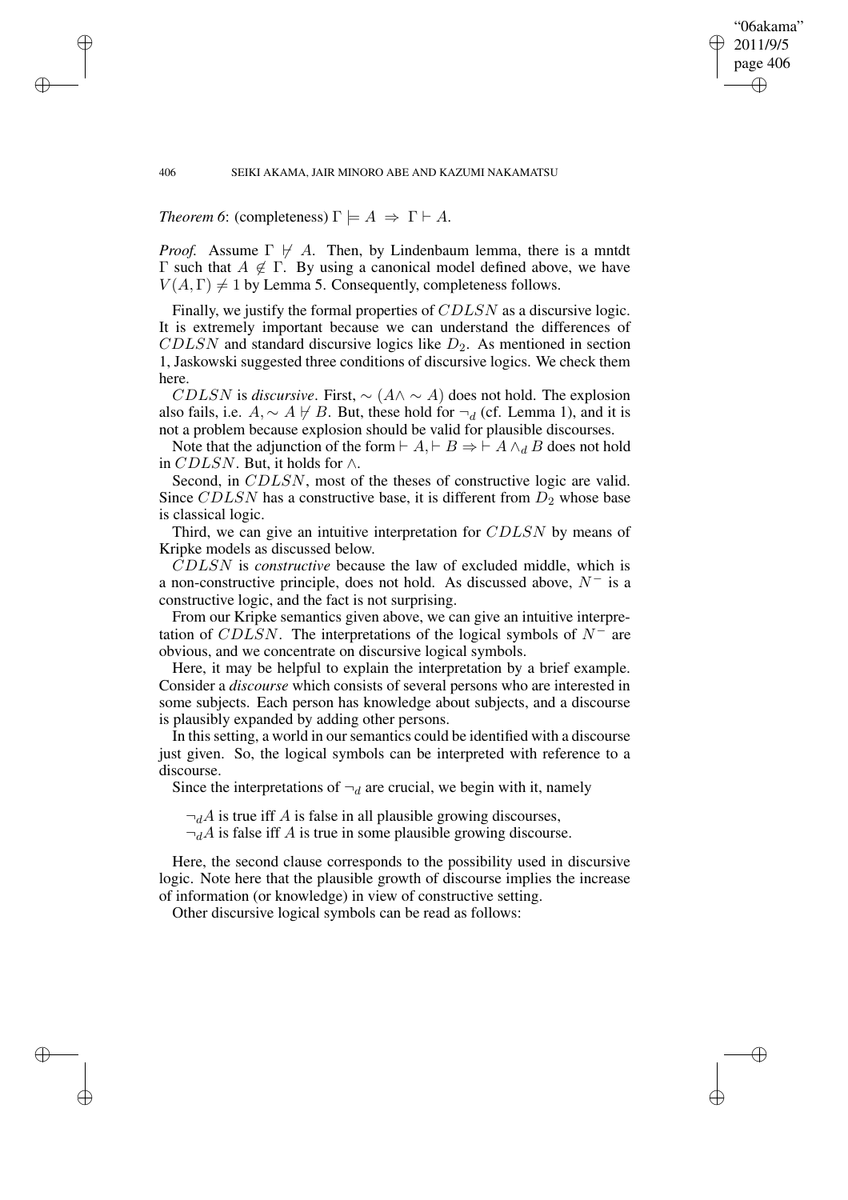*Theorem 6*: (completeness) $\Gamma \models A \Rightarrow \Gamma \vdash A$.

*Proof.* Assume $\Gamma \not\vdash A$. Then, by Lindenbaum lemma, there is a mntdt $\Gamma$ such that $A \notin \Gamma$. By using a canonical model defined above, we have $V(A, \Gamma) \neq 1$ by Lemma 5. Consequently, completeness follows.

Finally, we justify the formal properties of $CDLSN$ as a discursive logic. It is extremely important because we can understand the differences of $CDLSN$ and standard discursive logics like $D_2$. As mentioned in section 1, Jaskowski suggested three conditions of discursive logics. We check them here.

$CDLSN$ is *discursive*. First, $\sim (A \wedge \sim A)$ does not hold. The explosion also fails, i.e. $A, \sim A \not\vdash B$. But, these hold for $\neg_d$ (cf. Lemma 1), and it is not a problem because explosion should be valid for plausible discourses.

Note that the adjunction of the form $\vdash A, \vdash B \Rightarrow \vdash A \wedge_d B$ does not hold in $CDLSN$. But, it holds for $\wedge$.

Second, in $CDLSN$, most of the theses of constructive logic are valid. Since $CDLSN$ has a constructive base, it is different from $D_2$ whose base is classical logic.

Third, we can give an intuitive interpretation for $CDLSN$ by means of Kripke models as discussed below.

$CDLSN$ is *constructive* because the law of excluded middle, which is a non-constructive principle, does not hold. As discussed above, $N^-$ is a constructive logic, and the fact is not surprising.

From our Kripke semantics given above, we can give an intuitive interpretation of $CDLSN$. The interpretations of the logical symbols of $N^-$ are obvious, and we concentrate on discursive logical symbols.

Here, it may be helpful to explain the interpretation by a brief example. Consider a *discourse* which consists of several persons who are interested in some subjects. Each person has knowledge about subjects, and a discourse is plausibly expanded by adding other persons.

In this setting, a world in our semantics could be identified with a discourse just given. So, the logical symbols can be interpreted with reference to a discourse.

Since the interpretations of $\neg_d$ are crucial, we begin with it, namely

$\neg_d A$ is true iff $A$ is false in all plausible growing discourses,
$\neg_d A$ is false iff $A$ is true in some plausible growing discourse.

Here, the second clause corresponds to the possibility used in discursive logic. Note here that the plausible growth of discourse implies the increase of information (or knowledge) in view of constructive setting.

Other discursive logical symbols can be read as follows: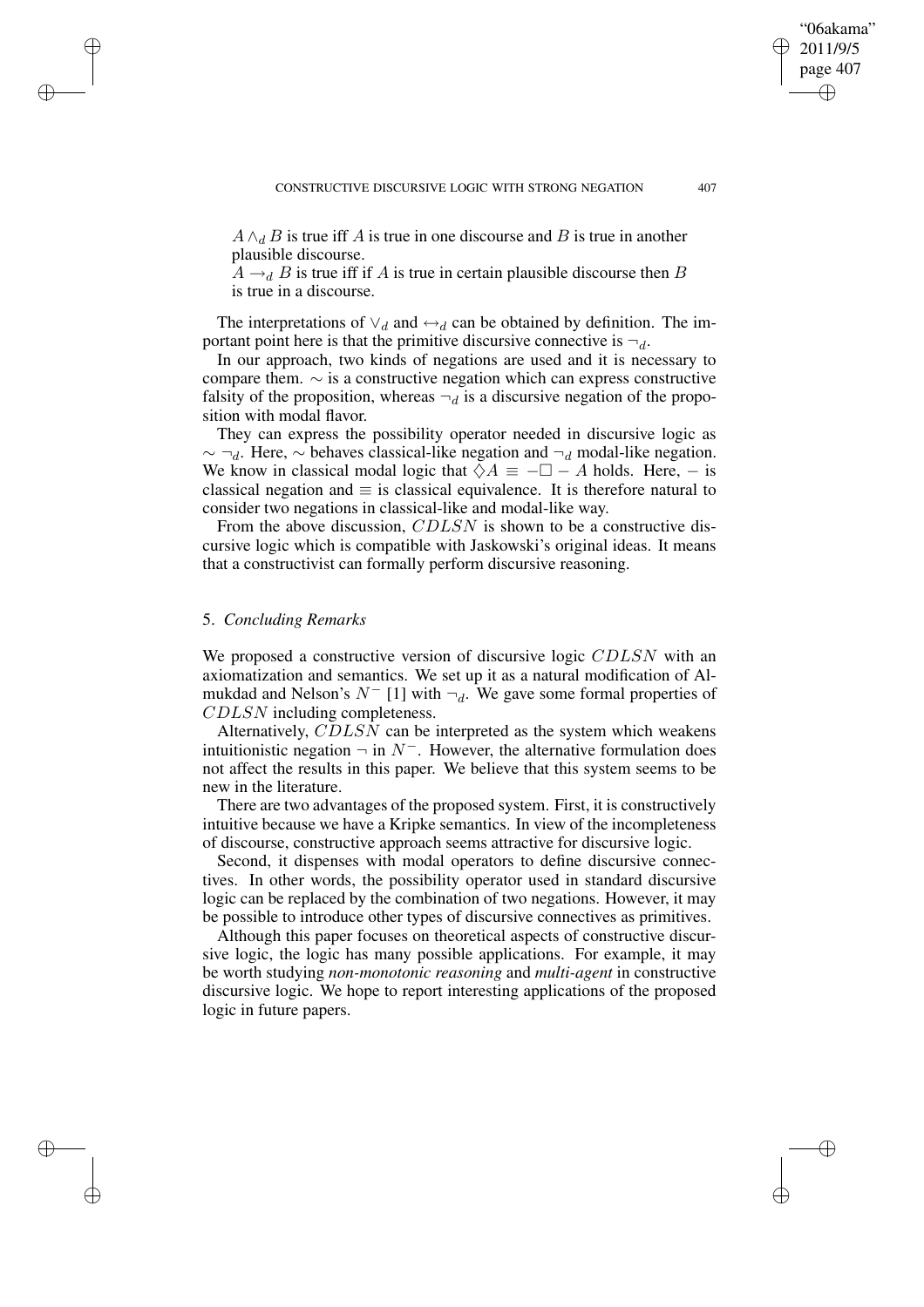$A \wedge_d B$ is true iff $A$ is true in one discourse and $B$ is true in another plausible discourse.

$A \rightarrow_d B$ is true iff if $A$ is true in certain plausible discourse then $B$ is true in a discourse.

The interpretations of $\vee_d$ and $\leftrightarrow_d$ can be obtained by definition. The important point here is that the primitive discursive connective is $\neg_d$.

In our approach, two kinds of negations are used and it is necessary to compare them. $\sim$ is a constructive negation which can express constructive falsity of the proposition, whereas $\neg_d$ is a discursive negation of the proposition with modal flavor.

They can express the possibility operator needed in discursive logic as $\sim \neg_d$. Here, $\sim$ behaves classical-like negation and $\neg_d$ modal-like negation. We know in classical modal logic that $\Diamond A \equiv -\Box - A$ holds. Here, $-$ is classical negation and $\equiv$ is classical equivalence. It is therefore natural to consider two negations in classical-like and modal-like way.

From the above discussion, $CDLSN$ is shown to be a constructive discursive logic which is compatible with Jaskowski's original ideas. It means that a constructivist can formally perform discursive reasoning.

## 5. *Concluding Remarks*

We proposed a constructive version of discursive logic $CDLSN$ with an axiomatization and semantics. We set up it as a natural modification of Almukdad and Nelson's $N^-$ [1] with $\neg_d$. We gave some formal properties of $CDLSN$ including completeness.

Alternatively, $CDLSN$ can be interpreted as the system which weakens intuitionistic negation $\neg$ in $N^-$. However, the alternative formulation does not affect the results in this paper. We believe that this system seems to be new in the literature.

There are two advantages of the proposed system. First, it is constructively intuitive because we have a Kripke semantics. In view of the incompleteness of discourse, constructive approach seems attractive for discursive logic.

Second, it dispenses with modal operators to define discursive connectives. In other words, the possibility operator used in standard discursive logic can be replaced by the combination of two negations. However, it may be possible to introduce other types of discursive connectives as primitives.

Although this paper focuses on theoretical aspects of constructive discursive logic, the logic has many possible applications. For example, it may be worth studying *non-monotonic reasoning* and *multi-agent* in constructive discursive logic. We hope to report interesting applications of the proposed logic in future papers.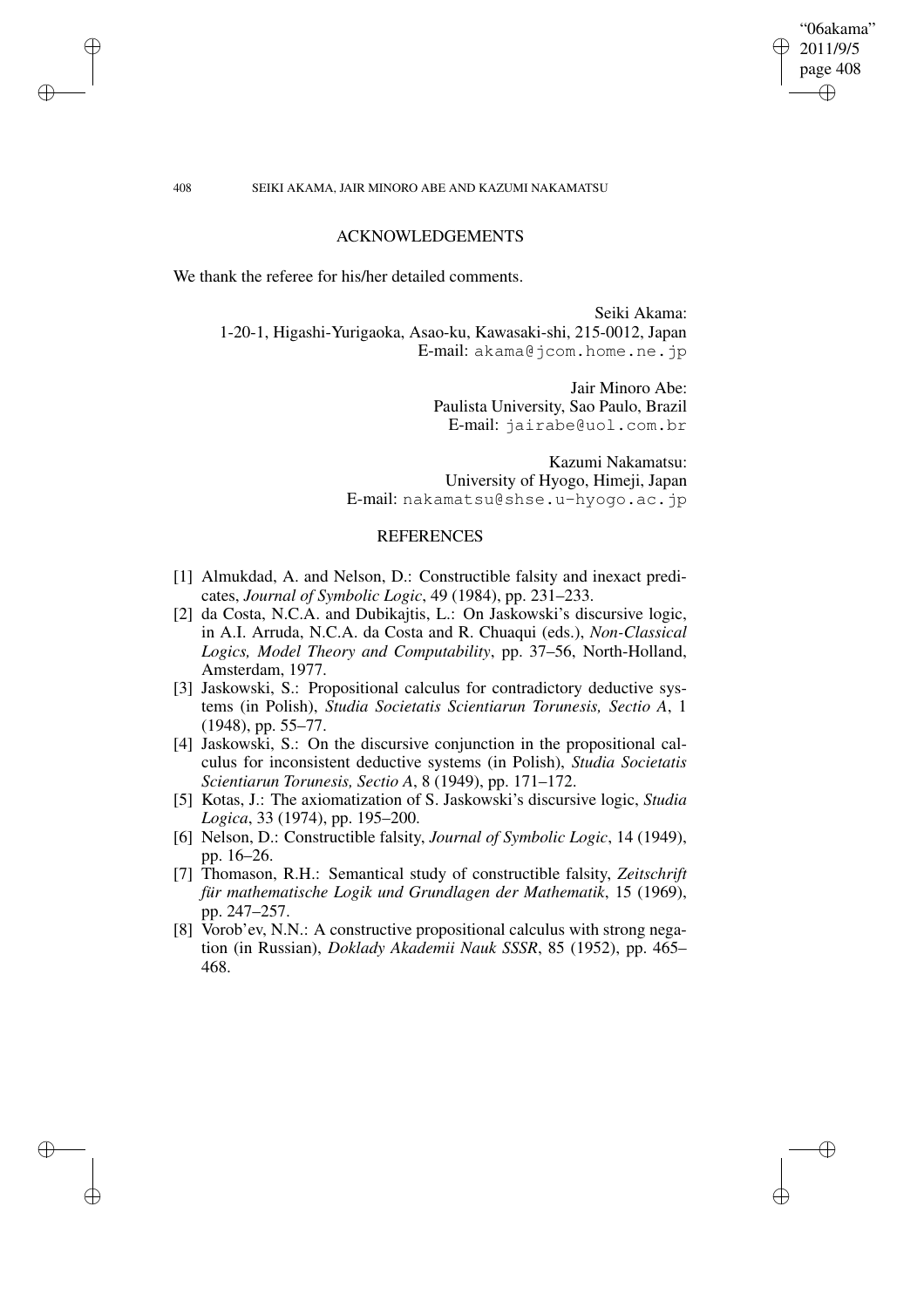## ACKNOWLEDGEMENTS

We thank the referee for his/her detailed comments.

Seiki Akama:
1-20-1, Higashi-Yurigaoka, Asao-ku, Kawasaki-shi, 215-0012, Japan
E-mail: akama@jcom.home.ne.jp

Jair Minoro Abe:
Paulista University, Sao Paulo, Brazil
E-mail: jairabe@uol.com.br

Kazumi Nakamatsu:
University of Hyogo, Himeji, Japan
E-mail: nakamatsu@shse.u-hyogo.ac.jp

## REFERENCES

[1] Almukdad, A. and Nelson, D.: Constructible falsity and inexact predicates, *Journal of Symbolic Logic*, 49 (1984), pp. 231–233.

[2] da Costa, N.C.A. and Dubikajtis, L.: On Jaskowski's discursive logic, in A.I. Arruda, N.C.A. da Costa and R. Chuaqui (eds.), *Non-Classical Logics, Model Theory and Computability*, pp. 37–56, North-Holland, Amsterdam, 1977.

[3] Jaskowski, S.: Propositional calculus for contradictory deductive systems (in Polish), *Studia Societatis Scientiarun Torunesis, Sectio A*, 1 (1948), pp. 55–77.

[4] Jaskowski, S.: On the discursive conjunction in the propositional calculus for inconsistent deductive systems (in Polish), *Studia Societatis Scientiarun Torunesis, Sectio A*, 8 (1949), pp. 171–172.

[5] Kotas, J.: The axiomatization of S. Jaskowski's discursive logic, *Studia Logica*, 33 (1974), pp. 195–200.

[6] Nelson, D.: Constructible falsity, *Journal of Symbolic Logic*, 14 (1949), pp. 16–26.

[7] Thomason, R.H.: Semantical study of constructible falsity, *Zeitschrift für mathematische Logik und Grundlagen der Mathematik*, 15 (1969), pp. 247–257.

[8] Vorob'ev, N.N.: A constructive propositional calculus with strong negation (in Russian), *Doklady Akademii Nauk SSSR*, 85 (1952), pp. 465–468.